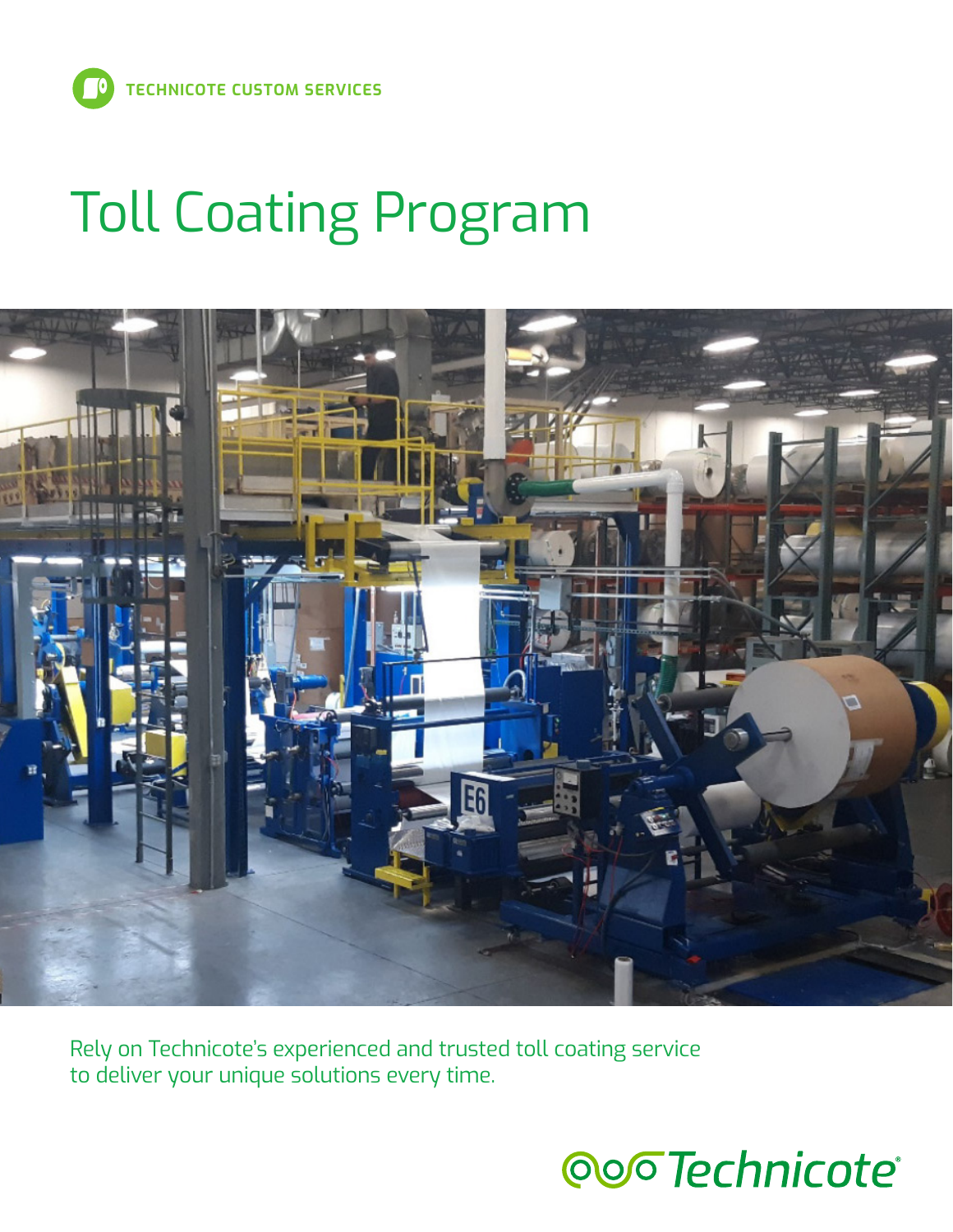TECHNICOTE CUSTOM SERVICES

# Toll Coating Program

Rely on Technicote's experienced and trusted toll coating service to deliver your unique solutions every time.

Technicote®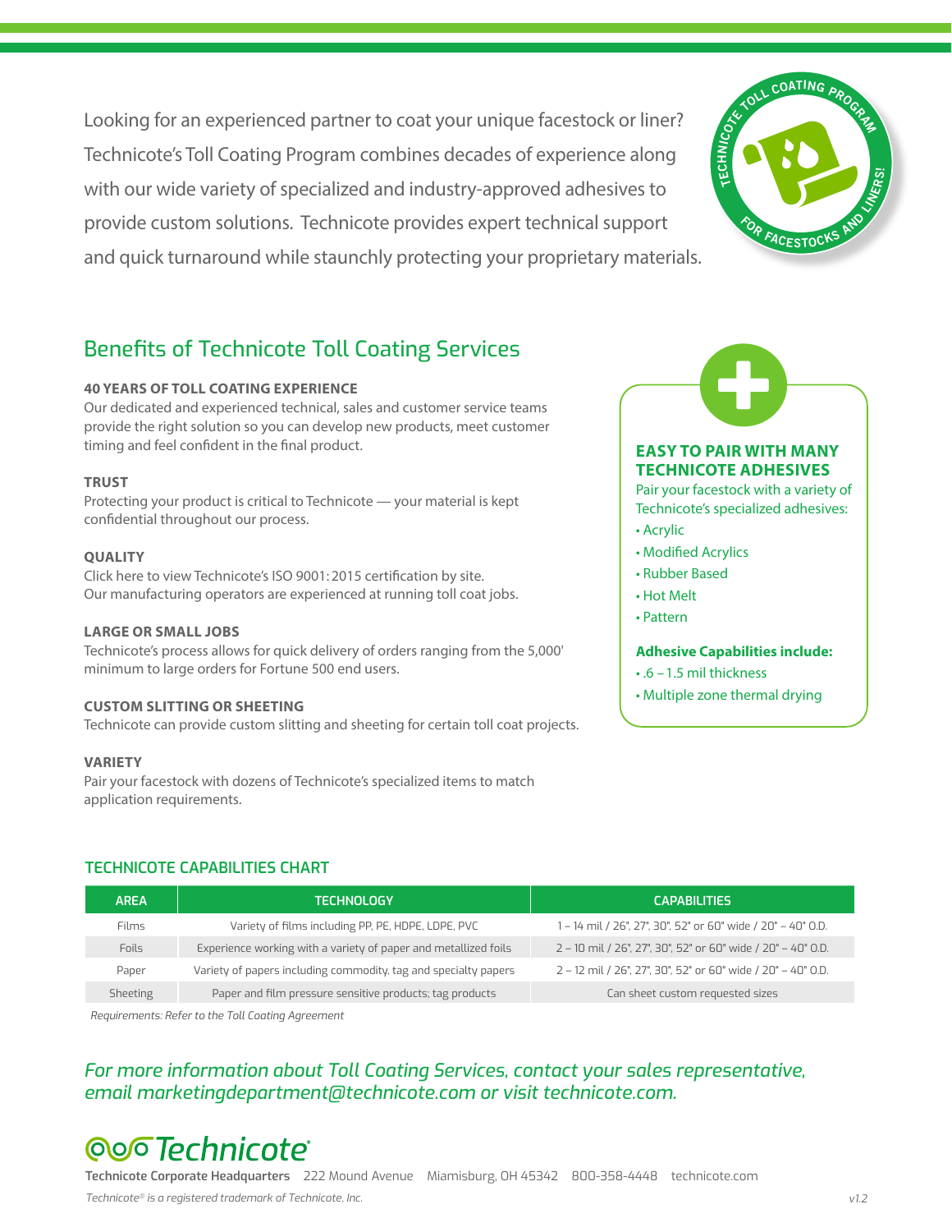Looking for an experienced partner to coat your unique facestock or liner? Technicote's Toll Coating Program combines decades of experience along with our wide variety of specialized and industry-approved adhesives to provide custom solutions. Technicote provides expert technical support and quick turnaround while staunchly protecting your proprietary materials.

TECHNICOTE TOLL COATING PROGRAM FOR FACESTOCKS AND LINERS!

## Benefits of Technicote Toll Coating Services

**40 YEARS OF TOLL COATING EXPERIENCE**
Our dedicated and experienced technical, sales and customer service teams provide the right solution so you can develop new products, meet customer timing and feel confident in the final product.

**TRUST**
Protecting your product is critical to Technicote — your material is kept confidential throughout our process.

**QUALITY**
Click here to view Technicote's ISO 9001:2015 certification by site.
Our manufacturing operators are experienced at running toll coat jobs.

**LARGE OR SMALL JOBS**
Technicote's process allows for quick delivery of orders ranging from the 5,000' minimum to large orders for Fortune 500 end users.

**CUSTOM SLITTING OR SHEETING**
Technicote can provide custom slitting and sheeting for certain toll coat projects.

**VARIETY**
Pair your facestock with dozens of Technicote's specialized items to match application requirements.

### EASY TO PAIR WITH MANY TECHNICOTE ADHESIVES

Pair your facestock with a variety of Technicote's specialized adhesives:

- Acrylic
- Modified Acrylics
- Rubber Based
- Hot Melt
- Pattern

**Adhesive Capabilities include:**

- .6 – 1.5 mil thickness
- Multiple zone thermal drying

### TECHNICOTE CAPABILITIES CHART

| AREA | TECHNOLOGY | CAPABILITIES |
|---|---|---|
| Films | Variety of films including PP, PE, HDPE, LDPE, PVC | 1 – 14 mil / 26", 27", 30", 52" or 60" wide / 20" – 40" O.D. |
| Foils | Experience working with a variety of paper and metallized foils | 2 – 10 mil / 26", 27", 30", 52" or 60" wide / 20" – 40" O.D. |
| Paper | Variety of papers including commodity, tag and specialty papers | 2 – 12 mil / 26", 27", 30", 52" or 60" wide / 20" – 40" O.D. |
| Sheeting | Paper and film pressure sensitive products; tag products | Can sheet custom requested sizes |

*Requirements: Refer to the Toll Coating Agreement*

*For more information about Toll Coating Services, contact your sales representative, email marketingdepartment@technicote.com or visit technicote.com.*

Technicote®

**Technicote Corporate Headquarters** 222 Mound Avenue Miamisburg, OH 45342 800-358-4448 technicote.com

*Technicote® is a registered trademark of Technicote, Inc.*

v1.2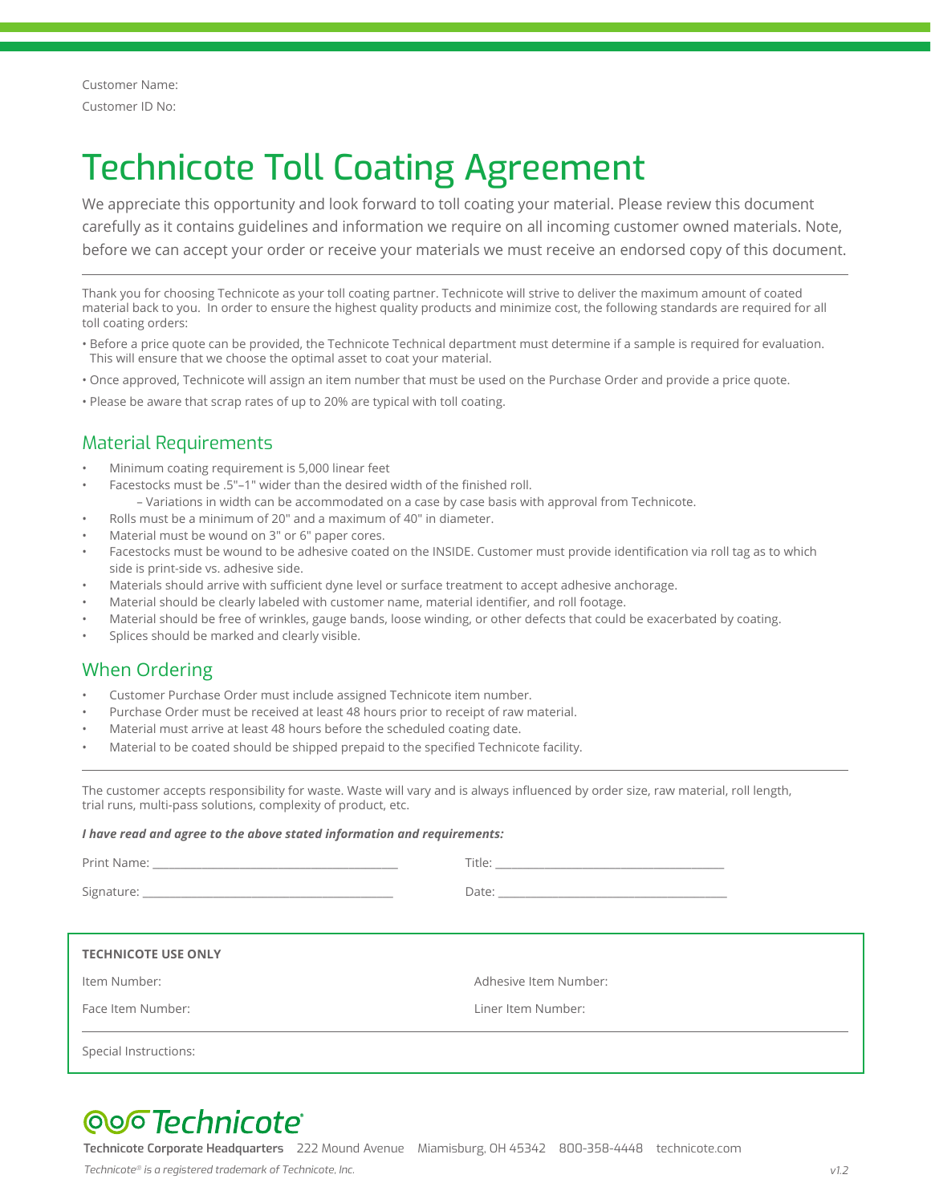Customer Name:

Customer ID No:

# Technicote Toll Coating Agreement

We appreciate this opportunity and look forward to toll coating your material. Please review this document carefully as it contains guidelines and information we require on all incoming customer owned materials. Note, before we can accept your order or receive your materials we must receive an endorsed copy of this document.

---

Thank you for choosing Technicote as your toll coating partner. Technicote will strive to deliver the maximum amount of coated material back to you. In order to ensure the highest quality products and minimize cost, the following standards are required for all toll coating orders:

- Before a price quote can be provided, the Technicote Technical department must determine if a sample is required for evaluation. This will ensure that we choose the optimal asset to coat your material.
- Once approved, Technicote will assign an item number that must be used on the Purchase Order and provide a price quote.
- Please be aware that scrap rates of up to 20% are typical with toll coating.

## Material Requirements

- Minimum coating requirement is 5,000 linear feet
- Facestocks must be .5"–1" wider than the desired width of the finished roll.
  - Variations in width can be accommodated on a case by case basis with approval from Technicote.
- Rolls must be a minimum of 20" and a maximum of 40" in diameter.
- Material must be wound on 3" or 6" paper cores.
- Facestocks must be wound to be adhesive coated on the INSIDE. Customer must provide identification via roll tag as to which side is print-side vs. adhesive side.
- Materials should arrive with sufficient dyne level or surface treatment to accept adhesive anchorage.
- Material should be clearly labeled with customer name, material identifier, and roll footage.
- Material should be free of wrinkles, gauge bands, loose winding, or other defects that could be exacerbated by coating.
- Splices should be marked and clearly visible.

## When Ordering

- Customer Purchase Order must include assigned Technicote item number.
- Purchase Order must be received at least 48 hours prior to receipt of raw material.
- Material must arrive at least 48 hours before the scheduled coating date.
- Material to be coated should be shipped prepaid to the specified Technicote facility.

---

The customer accepts responsibility for waste. Waste will vary and is always influenced by order size, raw material, roll length, trial runs, multi-pass solutions, complexity of product, etc.

***I have read and agree to the above stated information and requirements:***

Print Name: ______________________________ Title: ______________________________

Signature: ______________________________ Date: ______________________________

**TECHNICOTE USE ONLY**

Item Number: Adhesive Item Number:

Face Item Number: Liner Item Number:

Special Instructions:

Technicote

**Technicote Corporate Headquarters** 222 Mound Avenue Miamisburg, OH 45342 800-358-4448 technicote.com

*Technicote® is a registered trademark of Technicote, Inc.*

*v1.2*